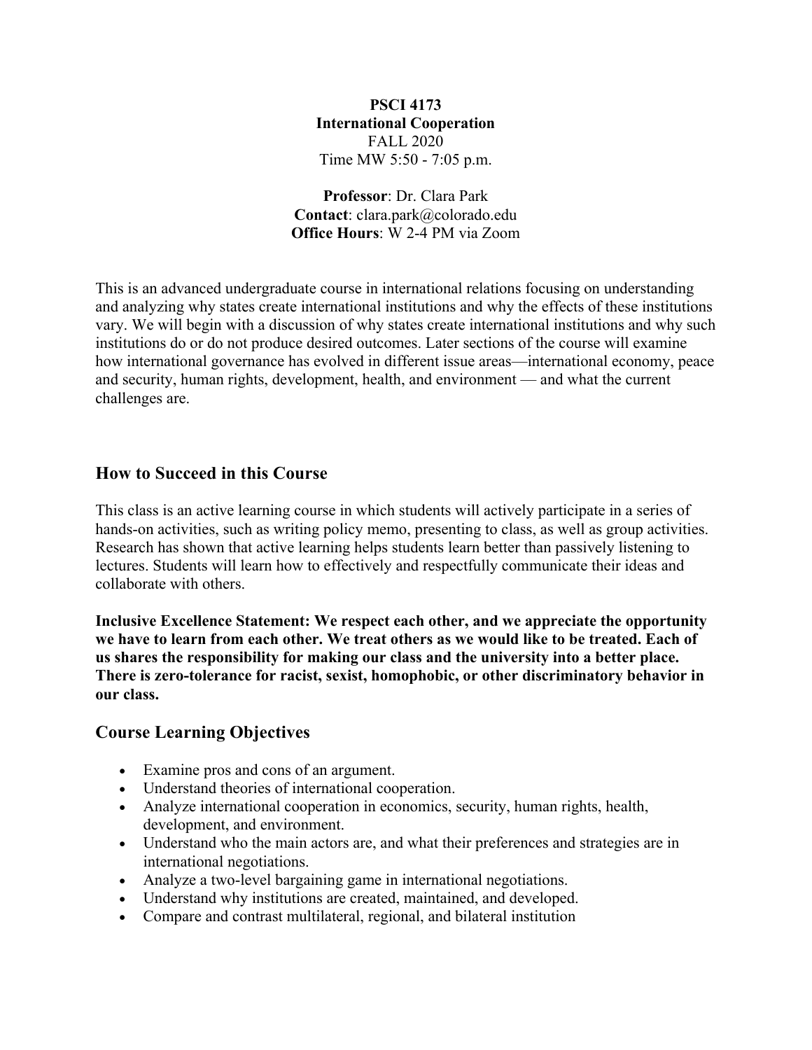**PSCI 4173**
**International Cooperation**
FALL 2020
Time MW 5:50 - 7:05 p.m.

**Professor**: Dr. Clara Park
**Contact**: clara.park@colorado.edu
**Office Hours**: W 2-4 PM via Zoom

This is an advanced undergraduate course in international relations focusing on understanding and analyzing why states create international institutions and why the effects of these institutions vary. We will begin with a discussion of why states create international institutions and why such institutions do or do not produce desired outcomes. Later sections of the course will examine how international governance has evolved in different issue areas—international economy, peace and security, human rights, development, health, and environment — and what the current challenges are.

## How to Succeed in this Course

This class is an active learning course in which students will actively participate in a series of hands-on activities, such as writing policy memo, presenting to class, as well as group activities. Research has shown that active learning helps students learn better than passively listening to lectures. Students will learn how to effectively and respectfully communicate their ideas and collaborate with others.

**Inclusive Excellence Statement: We respect each other, and we appreciate the opportunity we have to learn from each other. We treat others as we would like to be treated. Each of us shares the responsibility for making our class and the university into a better place. There is zero-tolerance for racist, sexist, homophobic, or other discriminatory behavior in our class.**

## Course Learning Objectives

- Examine pros and cons of an argument.
- Understand theories of international cooperation.
- Analyze international cooperation in economics, security, human rights, health, development, and environment.
- Understand who the main actors are, and what their preferences and strategies are in international negotiations.
- Analyze a two-level bargaining game in international negotiations.
- Understand why institutions are created, maintained, and developed.
- Compare and contrast multilateral, regional, and bilateral institution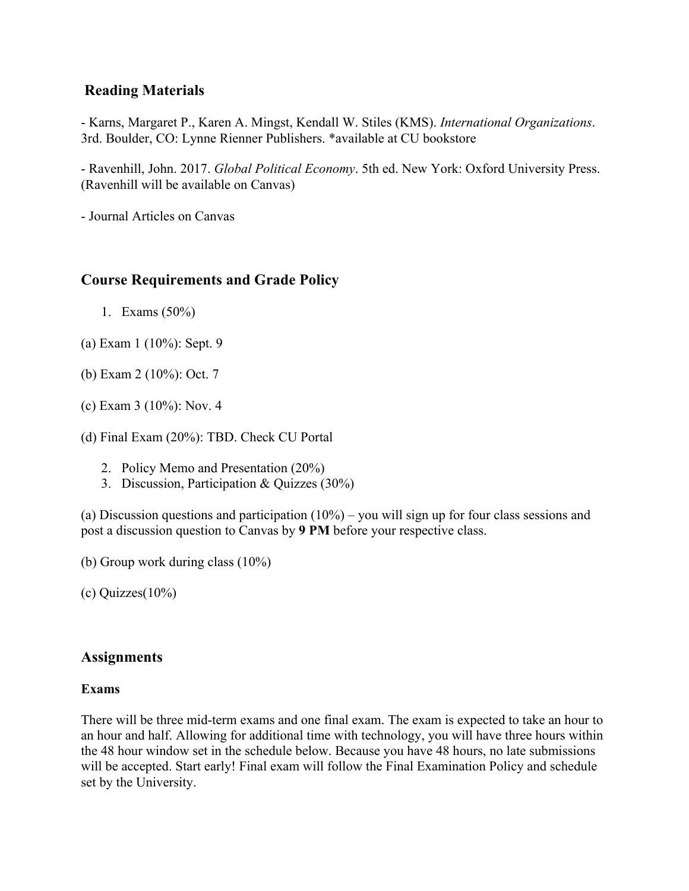## Reading Materials

- Karns, Margaret P., Karen A. Mingst, Kendall W. Stiles (KMS). *International Organizations*. 3rd. Boulder, CO: Lynne Rienner Publishers. *available at CU bookstore

- Ravenhill, John. 2017. *Global Political Economy*. 5th ed. New York: Oxford University Press. (Ravenhill will be available on Canvas)

- Journal Articles on Canvas

## Course Requirements and Grade Policy

1. Exams (50%)

(a) Exam 1 (10%): Sept. 9

(b) Exam 2 (10%): Oct. 7

(c) Exam 3 (10%): Nov. 4

(d) Final Exam (20%): TBD. Check CU Portal

2. Policy Memo and Presentation (20%)
3. Discussion, Participation & Quizzes (30%)

(a) Discussion questions and participation (10%) – you will sign up for four class sessions and post a discussion question to Canvas by **9 PM** before your respective class.

(b) Group work during class (10%)

(c) Quizzes(10%)

## Assignments

### Exams

There will be three mid-term exams and one final exam. The exam is expected to take an hour to an hour and half. Allowing for additional time with technology, you will have three hours within the 48 hour window set in the schedule below. Because you have 48 hours, no late submissions will be accepted. Start early! Final exam will follow the Final Examination Policy and schedule set by the University.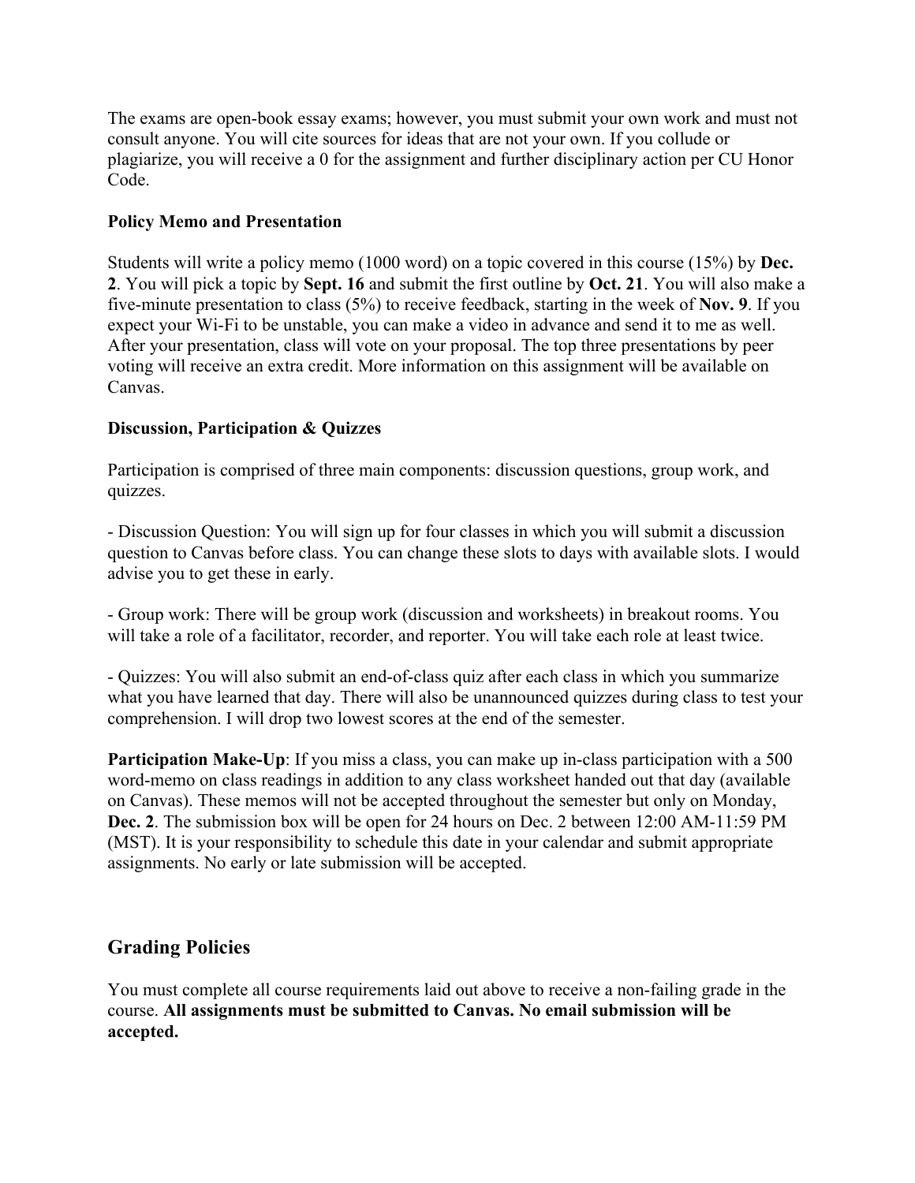The exams are open-book essay exams; however, you must submit your own work and must not consult anyone. You will cite sources for ideas that are not your own. If you collude or plagiarize, you will receive a 0 for the assignment and further disciplinary action per CU Honor Code.

**Policy Memo and Presentation**

Students will write a policy memo (1000 word) on a topic covered in this course (15%) by **Dec. 2**. You will pick a topic by **Sept. 16** and submit the first outline by **Oct. 21**. You will also make a five-minute presentation to class (5%) to receive feedback, starting in the week of **Nov. 9**. If you expect your Wi-Fi to be unstable, you can make a video in advance and send it to me as well. After your presentation, class will vote on your proposal. The top three presentations by peer voting will receive an extra credit. More information on this assignment will be available on Canvas.

**Discussion, Participation & Quizzes**

Participation is comprised of three main components: discussion questions, group work, and quizzes.

- Discussion Question: You will sign up for four classes in which you will submit a discussion question to Canvas before class. You can change these slots to days with available slots. I would advise you to get these in early.

- Group work: There will be group work (discussion and worksheets) in breakout rooms. You will take a role of a facilitator, recorder, and reporter. You will take each role at least twice.

- Quizzes: You will also submit an end-of-class quiz after each class in which you summarize what you have learned that day. There will also be unannounced quizzes during class to test your comprehension. I will drop two lowest scores at the end of the semester.

**Participation Make-Up**: If you miss a class, you can make up in-class participation with a 500 word-memo on class readings in addition to any class worksheet handed out that day (available on Canvas). These memos will not be accepted throughout the semester but only on Monday, **Dec. 2**. The submission box will be open for 24 hours on Dec. 2 between 12:00 AM-11:59 PM (MST). It is your responsibility to schedule this date in your calendar and submit appropriate assignments. No early or late submission will be accepted.

## Grading Policies

You must complete all course requirements laid out above to receive a non-failing grade in the course. **All assignments must be submitted to Canvas. No email submission will be accepted.**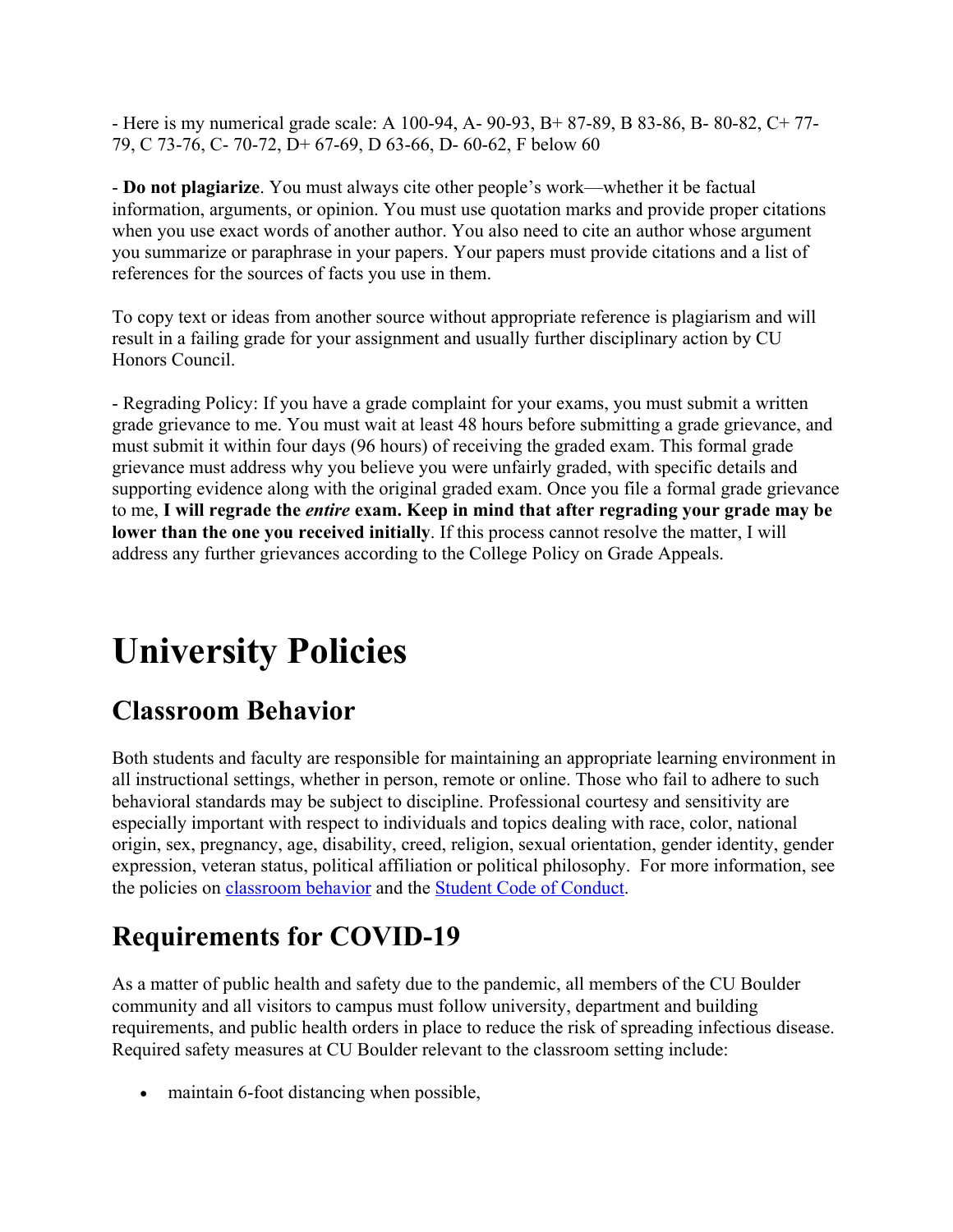- Here is my numerical grade scale: A 100-94, A- 90-93, B+ 87-89, B 83-86, B- 80-82, C+ 77-79, C 73-76, C- 70-72, D+ 67-69, D 63-66, D- 60-62, F below 60

- **Do not plagiarize**. You must always cite other people's work—whether it be factual information, arguments, or opinion. You must use quotation marks and provide proper citations when you use exact words of another author. You also need to cite an author whose argument you summarize or paraphrase in your papers. Your papers must provide citations and a list of references for the sources of facts you use in them.

To copy text or ideas from another source without appropriate reference is plagiarism and will result in a failing grade for your assignment and usually further disciplinary action by CU Honors Council.

- Regrading Policy: If you have a grade complaint for your exams, you must submit a written grade grievance to me. You must wait at least 48 hours before submitting a grade grievance, and must submit it within four days (96 hours) of receiving the graded exam. This formal grade grievance must address why you believe you were unfairly graded, with specific details and supporting evidence along with the original graded exam. Once you file a formal grade grievance to me, **I will regrade the *entire* exam. Keep in mind that after regrading your grade may be lower than the one you received initially**. If this process cannot resolve the matter, I will address any further grievances according to the College Policy on Grade Appeals.

# University Policies

## Classroom Behavior

Both students and faculty are responsible for maintaining an appropriate learning environment in all instructional settings, whether in person, remote or online. Those who fail to adhere to such behavioral standards may be subject to discipline. Professional courtesy and sensitivity are especially important with respect to individuals and topics dealing with race, color, national origin, sex, pregnancy, age, disability, creed, religion, sexual orientation, gender identity, gender expression, veteran status, political affiliation or political philosophy. For more information, see the policies on classroom behavior and the Student Code of Conduct.

## Requirements for COVID-19

As a matter of public health and safety due to the pandemic, all members of the CU Boulder community and all visitors to campus must follow university, department and building requirements, and public health orders in place to reduce the risk of spreading infectious disease. Required safety measures at CU Boulder relevant to the classroom setting include:

- maintain 6-foot distancing when possible,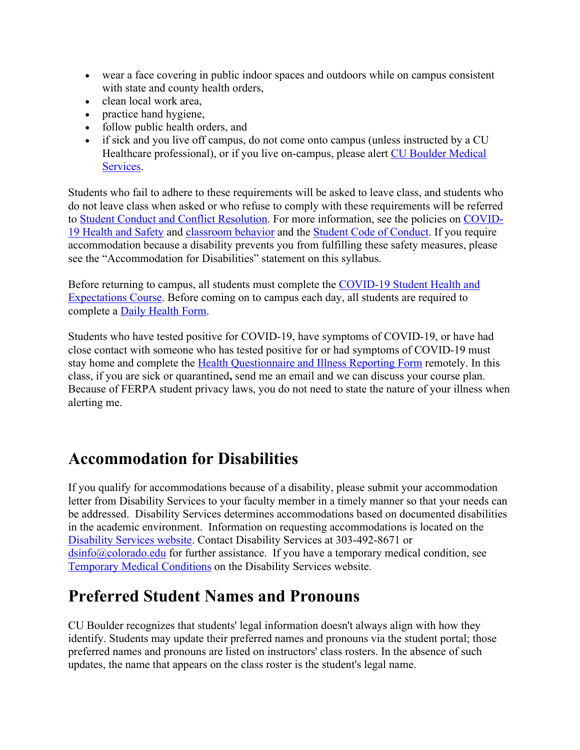- wear a face covering in public indoor spaces and outdoors while on campus consistent with state and county health orders,
- clean local work area,
- practice hand hygiene,
- follow public health orders, and
- if sick and you live off campus, do not come onto campus (unless instructed by a CU Healthcare professional), or if you live on-campus, please alert CU Boulder Medical Services.

Students who fail to adhere to these requirements will be asked to leave class, and students who do not leave class when asked or who refuse to comply with these requirements will be referred to Student Conduct and Conflict Resolution. For more information, see the policies on COVID-19 Health and Safety and classroom behavior and the Student Code of Conduct. If you require accommodation because a disability prevents you from fulfilling these safety measures, please see the "Accommodation for Disabilities" statement on this syllabus.

Before returning to campus, all students must complete the COVID-19 Student Health and Expectations Course. Before coming on to campus each day, all students are required to complete a Daily Health Form.

Students who have tested positive for COVID-19, have symptoms of COVID-19, or have had close contact with someone who has tested positive for or had symptoms of COVID-19 must stay home and complete the Health Questionnaire and Illness Reporting Form remotely. In this class, if you are sick or quarantined**,** send me an email and we can discuss your course plan. Because of FERPA student privacy laws, you do not need to state the nature of your illness when alerting me.

## Accommodation for Disabilities

If you qualify for accommodations because of a disability, please submit your accommodation letter from Disability Services to your faculty member in a timely manner so that your needs can be addressed. Disability Services determines accommodations based on documented disabilities in the academic environment. Information on requesting accommodations is located on the Disability Services website. Contact Disability Services at 303-492-8671 or dsinfo@colorado.edu for further assistance. If you have a temporary medical condition, see Temporary Medical Conditions on the Disability Services website.

## Preferred Student Names and Pronouns

CU Boulder recognizes that students' legal information doesn't always align with how they identify. Students may update their preferred names and pronouns via the student portal; those preferred names and pronouns are listed on instructors' class rosters. In the absence of such updates, the name that appears on the class roster is the student's legal name.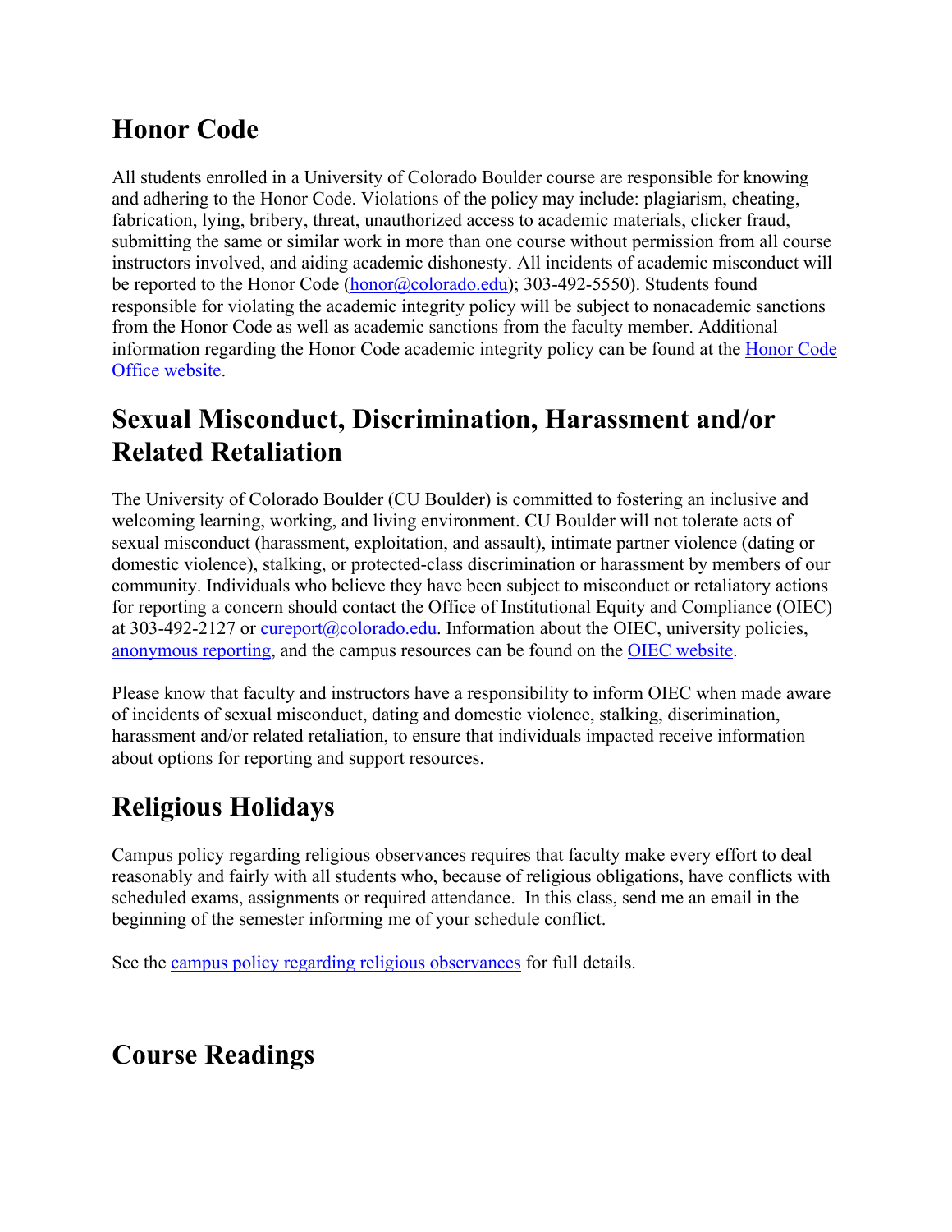## Honor Code

All students enrolled in a University of Colorado Boulder course are responsible for knowing and adhering to the Honor Code. Violations of the policy may include: plagiarism, cheating, fabrication, lying, bribery, threat, unauthorized access to academic materials, clicker fraud, submitting the same or similar work in more than one course without permission from all course instructors involved, and aiding academic dishonesty. All incidents of academic misconduct will be reported to the Honor Code (honor@colorado.edu); 303-492-5550). Students found responsible for violating the academic integrity policy will be subject to nonacademic sanctions from the Honor Code as well as academic sanctions from the faculty member. Additional information regarding the Honor Code academic integrity policy can be found at the Honor Code Office website.

## Sexual Misconduct, Discrimination, Harassment and/or Related Retaliation

The University of Colorado Boulder (CU Boulder) is committed to fostering an inclusive and welcoming learning, working, and living environment. CU Boulder will not tolerate acts of sexual misconduct (harassment, exploitation, and assault), intimate partner violence (dating or domestic violence), stalking, or protected-class discrimination or harassment by members of our community. Individuals who believe they have been subject to misconduct or retaliatory actions for reporting a concern should contact the Office of Institutional Equity and Compliance (OIEC) at 303-492-2127 or cureport@colorado.edu. Information about the OIEC, university policies, anonymous reporting, and the campus resources can be found on the OIEC website.

Please know that faculty and instructors have a responsibility to inform OIEC when made aware of incidents of sexual misconduct, dating and domestic violence, stalking, discrimination, harassment and/or related retaliation, to ensure that individuals impacted receive information about options for reporting and support resources.

## Religious Holidays

Campus policy regarding religious observances requires that faculty make every effort to deal reasonably and fairly with all students who, because of religious obligations, have conflicts with scheduled exams, assignments or required attendance. In this class, send me an email in the beginning of the semester informing me of your schedule conflict.

See the campus policy regarding religious observances for full details.

## Course Readings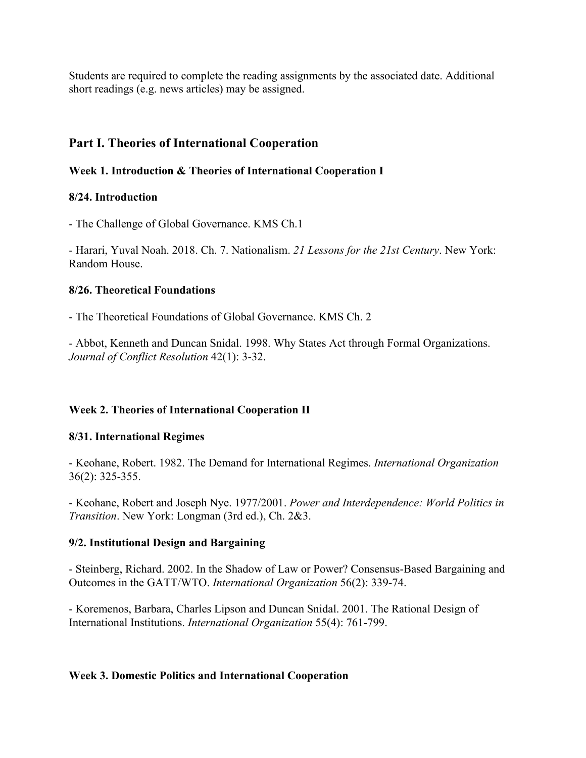Students are required to complete the reading assignments by the associated date. Additional short readings (e.g. news articles) may be assigned.

## Part I. Theories of International Cooperation

### Week 1. Introduction & Theories of International Cooperation I

#### 8/24. Introduction

- The Challenge of Global Governance. KMS Ch.1

- Harari, Yuval Noah. 2018. Ch. 7. Nationalism. *21 Lessons for the 21st Century*. New York: Random House.

#### 8/26. Theoretical Foundations

- The Theoretical Foundations of Global Governance. KMS Ch. 2

- Abbot, Kenneth and Duncan Snidal. 1998. Why States Act through Formal Organizations. *Journal of Conflict Resolution* 42(1): 3-32.

### Week 2. Theories of International Cooperation II

#### 8/31. International Regimes

- Keohane, Robert. 1982. The Demand for International Regimes. *International Organization* 36(2): 325-355.

- Keohane, Robert and Joseph Nye. 1977/2001. *Power and Interdependence: World Politics in Transition*. New York: Longman (3rd ed.), Ch. 2&3.

#### 9/2. Institutional Design and Bargaining

- Steinberg, Richard. 2002. In the Shadow of Law or Power? Consensus-Based Bargaining and Outcomes in the GATT/WTO. *International Organization* 56(2): 339-74.

- Koremenos, Barbara, Charles Lipson and Duncan Snidal. 2001. The Rational Design of International Institutions. *International Organization* 55(4): 761-799.

### Week 3. Domestic Politics and International Cooperation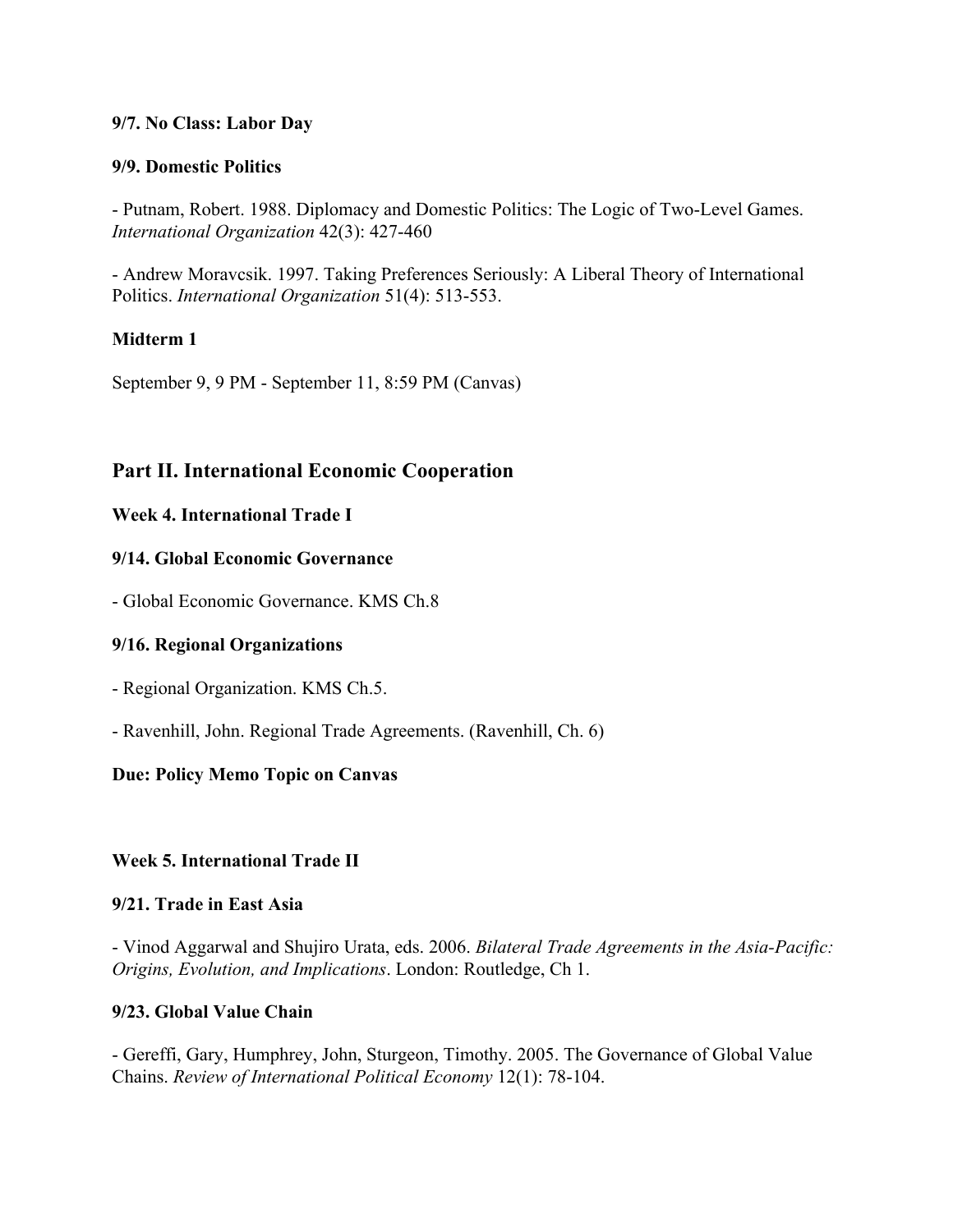**9/7. No Class: Labor Day**

**9/9. Domestic Politics**

- Putnam, Robert. 1988. Diplomacy and Domestic Politics: The Logic of Two-Level Games. *International Organization* 42(3): 427-460

- Andrew Moravcsik. 1997. Taking Preferences Seriously: A Liberal Theory of International Politics. *International Organization* 51(4): 513-553.

**Midterm 1**

September 9, 9 PM - September 11, 8:59 PM (Canvas)

## Part II. International Economic Cooperation

**Week 4. International Trade I**

**9/14. Global Economic Governance**

- Global Economic Governance. KMS Ch.8

**9/16. Regional Organizations**

- Regional Organization. KMS Ch.5.

- Ravenhill, John. Regional Trade Agreements. (Ravenhill, Ch. 6)

**Due: Policy Memo Topic on Canvas**

**Week 5. International Trade II**

**9/21. Trade in East Asia**

- Vinod Aggarwal and Shujiro Urata, eds. 2006. *Bilateral Trade Agreements in the Asia-Pacific: Origins, Evolution, and Implications*. London: Routledge, Ch 1.

**9/23. Global Value Chain**

- Gereffi, Gary, Humphrey, John, Sturgeon, Timothy. 2005. The Governance of Global Value Chains. *Review of International Political Economy* 12(1): 78-104.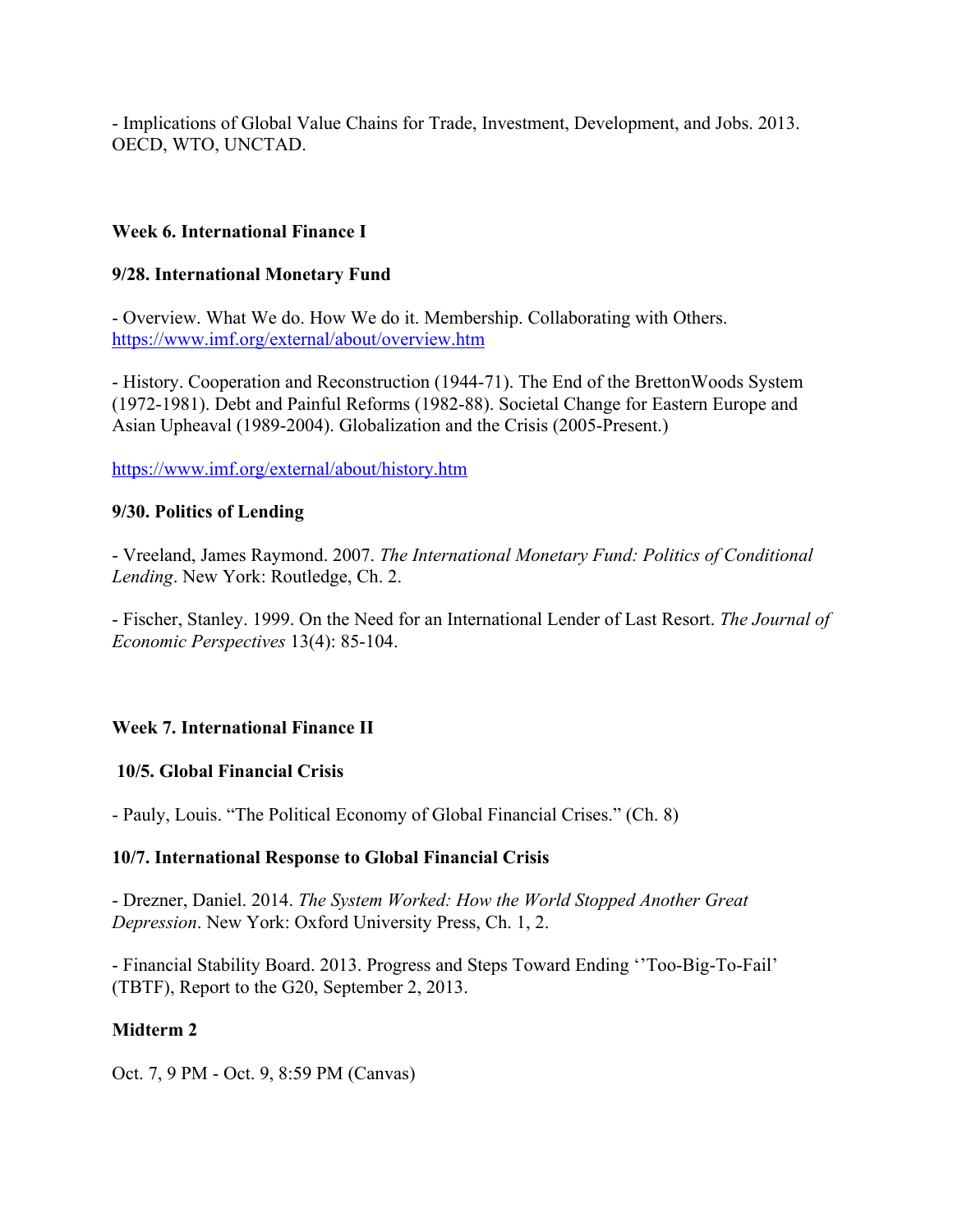- Implications of Global Value Chains for Trade, Investment, Development, and Jobs. 2013. OECD, WTO, UNCTAD.

## Week 6. International Finance I

### 9/28. International Monetary Fund

- Overview. What We do. How We do it. Membership. Collaborating with Others. https://www.imf.org/external/about/overview.htm

- History. Cooperation and Reconstruction (1944-71). The End of the BrettonWoods System (1972-1981). Debt and Painful Reforms (1982-88). Societal Change for Eastern Europe and Asian Upheaval (1989-2004). Globalization and the Crisis (2005-Present.)

https://www.imf.org/external/about/history.htm

### 9/30. Politics of Lending

- Vreeland, James Raymond. 2007. *The International Monetary Fund: Politics of Conditional Lending*. New York: Routledge, Ch. 2.

- Fischer, Stanley. 1999. On the Need for an International Lender of Last Resort. *The Journal of Economic Perspectives* 13(4): 85-104.

## Week 7. International Finance II

### 10/5. Global Financial Crisis

- Pauly, Louis. "The Political Economy of Global Financial Crises." (Ch. 8)

### 10/7. International Response to Global Financial Crisis

- Drezner, Daniel. 2014. *The System Worked: How the World Stopped Another Great Depression*. New York: Oxford University Press, Ch. 1, 2.

- Financial Stability Board. 2013. Progress and Steps Toward Ending ''Too-Big-To-Fail' (TBTF), Report to the G20, September 2, 2013.

### Midterm 2

Oct. 7, 9 PM - Oct. 9, 8:59 PM (Canvas)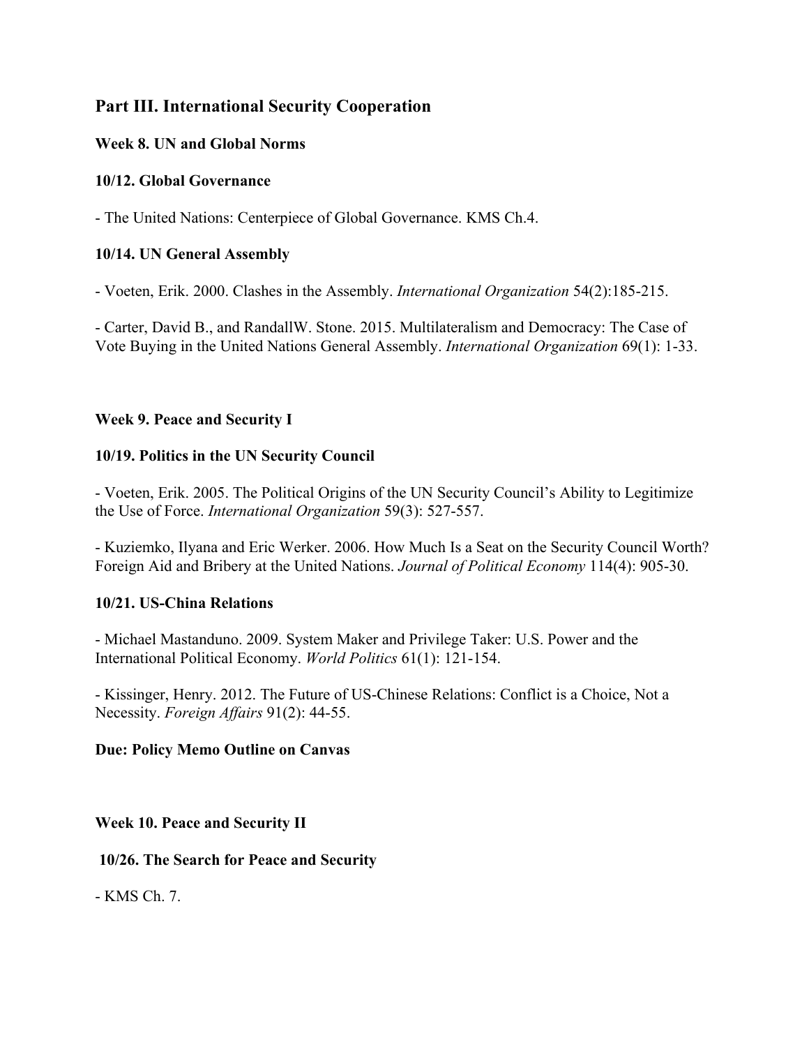## Part III. International Security Cooperation

### Week 8. UN and Global Norms

#### 10/12. Global Governance

- The United Nations: Centerpiece of Global Governance. KMS Ch.4.

#### 10/14. UN General Assembly

- Voeten, Erik. 2000. Clashes in the Assembly. *International Organization* 54(2):185-215.

- Carter, David B., and RandallW. Stone. 2015. Multilateralism and Democracy: The Case of Vote Buying in the United Nations General Assembly. *International Organization* 69(1): 1-33.

### Week 9. Peace and Security I

#### 10/19. Politics in the UN Security Council

- Voeten, Erik. 2005. The Political Origins of the UN Security Council's Ability to Legitimize the Use of Force. *International Organization* 59(3): 527-557.

- Kuziemko, Ilyana and Eric Werker. 2006. How Much Is a Seat on the Security Council Worth? Foreign Aid and Bribery at the United Nations. *Journal of Political Economy* 114(4): 905-30.

#### 10/21. US-China Relations

- Michael Mastanduno. 2009. System Maker and Privilege Taker: U.S. Power and the International Political Economy. *World Politics* 61(1): 121-154.

- Kissinger, Henry. 2012. The Future of US-Chinese Relations: Conflict is a Choice, Not a Necessity. *Foreign Affairs* 91(2): 44-55.

**Due: Policy Memo Outline on Canvas**

### Week 10. Peace and Security II

#### 10/26. The Search for Peace and Security

- KMS Ch. 7.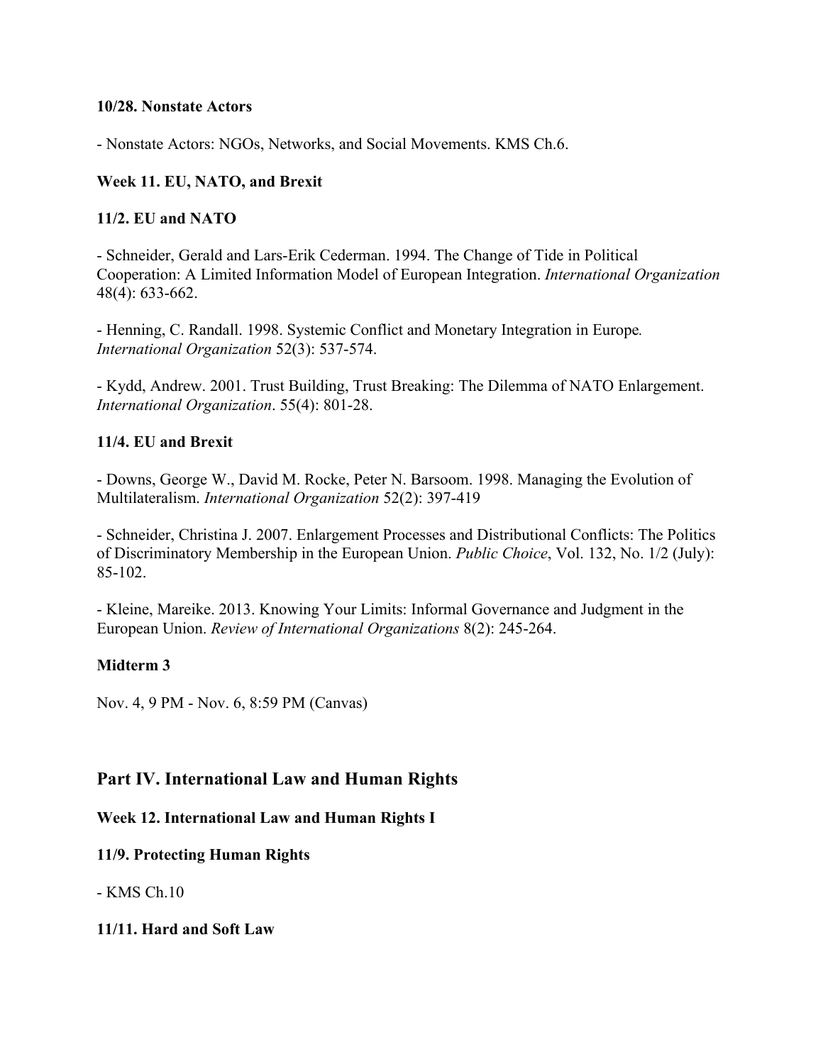**10/28. Nonstate Actors**

- Nonstate Actors: NGOs, Networks, and Social Movements. KMS Ch.6.

**Week 11. EU, NATO, and Brexit**

**11/2. EU and NATO**

- Schneider, Gerald and Lars-Erik Cederman. 1994. The Change of Tide in Political Cooperation: A Limited Information Model of European Integration. *International Organization* 48(4): 633-662.

- Henning, C. Randall. 1998. Systemic Conflict and Monetary Integration in Europe. *International Organization* 52(3): 537-574.

- Kydd, Andrew. 2001. Trust Building, Trust Breaking: The Dilemma of NATO Enlargement. *International Organization*. 55(4): 801-28.

**11/4. EU and Brexit**

- Downs, George W., David M. Rocke, Peter N. Barsoom. 1998. Managing the Evolution of Multilateralism. *International Organization* 52(2): 397-419

- Schneider, Christina J. 2007. Enlargement Processes and Distributional Conflicts: The Politics of Discriminatory Membership in the European Union. *Public Choice*, Vol. 132, No. 1/2 (July): 85-102.

- Kleine, Mareike. 2013. Knowing Your Limits: Informal Governance and Judgment in the European Union. *Review of International Organizations* 8(2): 245-264.

**Midterm 3**

Nov. 4, 9 PM - Nov. 6, 8:59 PM (Canvas)

## Part IV. International Law and Human Rights

**Week 12. International Law and Human Rights I**

**11/9. Protecting Human Rights**

- KMS Ch.10

**11/11. Hard and Soft Law**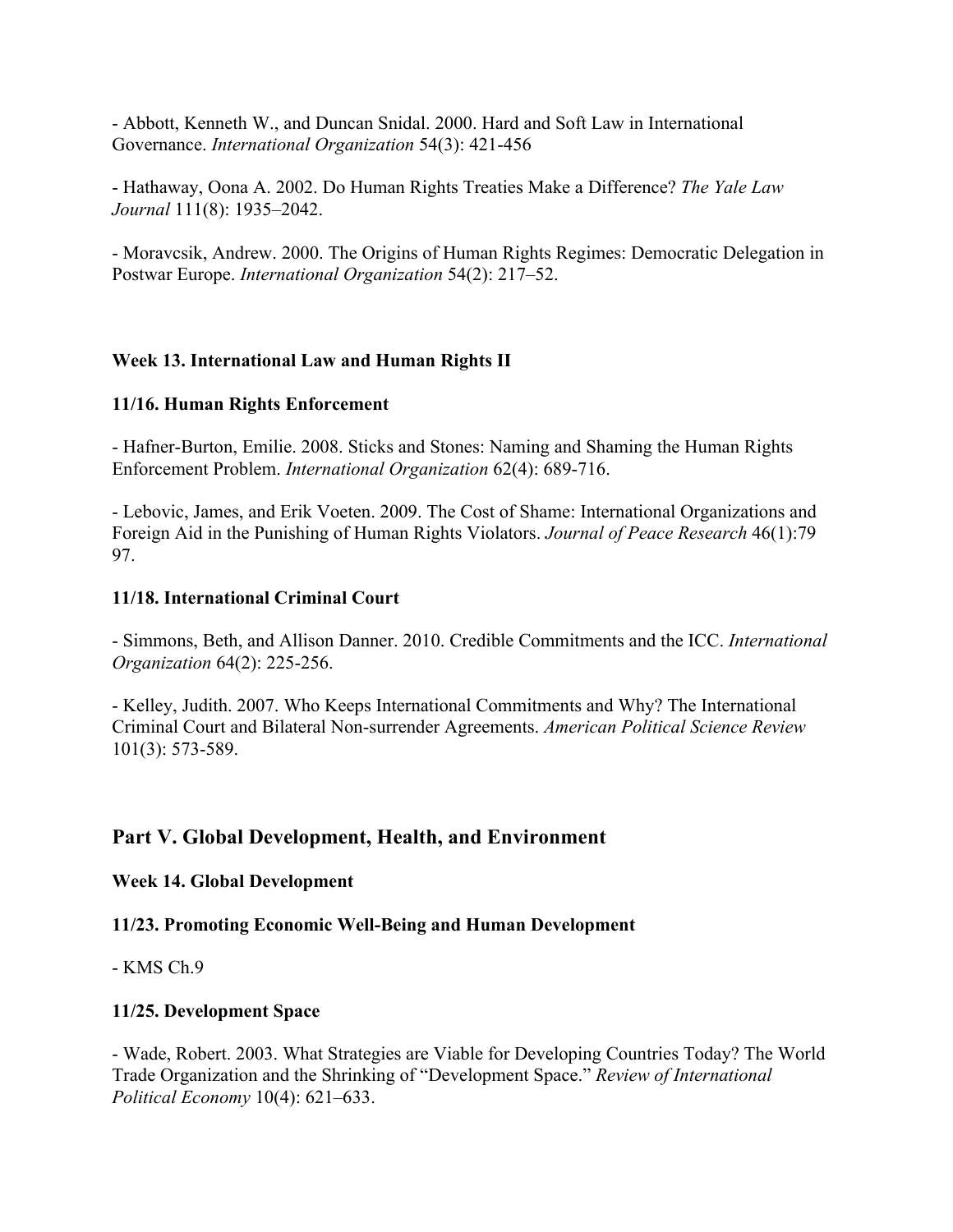- Abbott, Kenneth W., and Duncan Snidal. 2000. Hard and Soft Law in International Governance. *International Organization* 54(3): 421-456

- Hathaway, Oona A. 2002. Do Human Rights Treaties Make a Difference? *The Yale Law Journal* 111(8): 1935–2042.

- Moravcsik, Andrew. 2000. The Origins of Human Rights Regimes: Democratic Delegation in Postwar Europe. *International Organization* 54(2): 217–52.

**Week 13. International Law and Human Rights II**

**11/16. Human Rights Enforcement**

- Hafner-Burton, Emilie. 2008. Sticks and Stones: Naming and Shaming the Human Rights Enforcement Problem. *International Organization* 62(4): 689-716.

- Lebovic, James, and Erik Voeten. 2009. The Cost of Shame: International Organizations and Foreign Aid in the Punishing of Human Rights Violators. *Journal of Peace Research* 46(1):79 97.

**11/18. International Criminal Court**

- Simmons, Beth, and Allison Danner. 2010. Credible Commitments and the ICC. *International Organization* 64(2): 225-256.

- Kelley, Judith. 2007. Who Keeps International Commitments and Why? The International Criminal Court and Bilateral Non-surrender Agreements. *American Political Science Review* 101(3): 573-589.

## Part V. Global Development, Health, and Environment

**Week 14. Global Development**

**11/23. Promoting Economic Well-Being and Human Development**

- KMS Ch.9

**11/25. Development Space**

- Wade, Robert. 2003. What Strategies are Viable for Developing Countries Today? The World Trade Organization and the Shrinking of "Development Space." *Review of International Political Economy* 10(4): 621–633.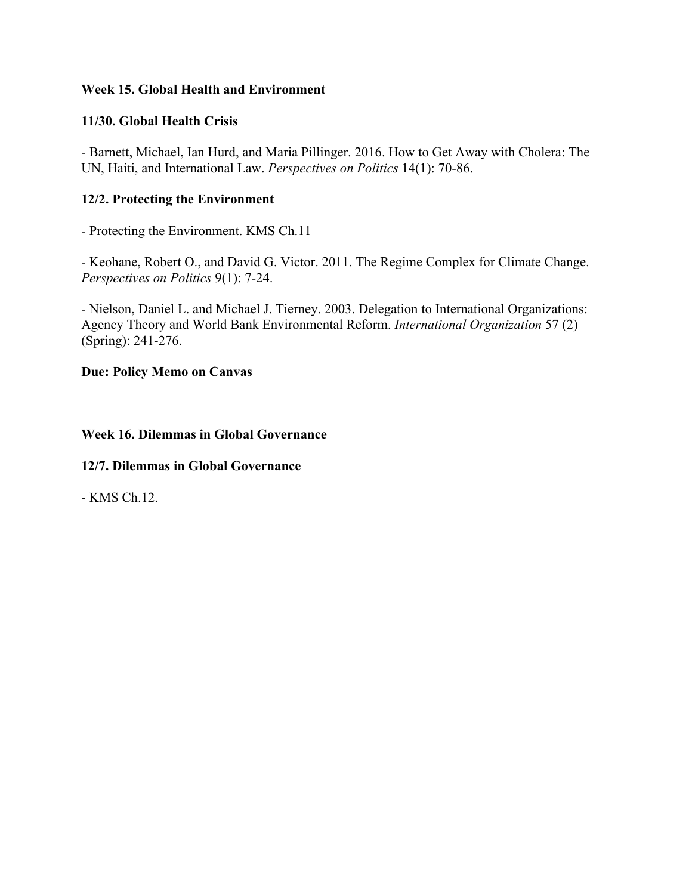**Week 15. Global Health and Environment**

**11/30. Global Health Crisis**

- Barnett, Michael, Ian Hurd, and Maria Pillinger. 2016. How to Get Away with Cholera: The UN, Haiti, and International Law. *Perspectives on Politics* 14(1): 70-86.

**12/2. Protecting the Environment**

- Protecting the Environment. KMS Ch.11

- Keohane, Robert O., and David G. Victor. 2011. The Regime Complex for Climate Change. *Perspectives on Politics* 9(1): 7-24.

- Nielson, Daniel L. and Michael J. Tierney. 2003. Delegation to International Organizations: Agency Theory and World Bank Environmental Reform. *International Organization* 57 (2) (Spring): 241-276.

**Due: Policy Memo on Canvas**

**Week 16. Dilemmas in Global Governance**

**12/7. Dilemmas in Global Governance**

- KMS Ch.12.